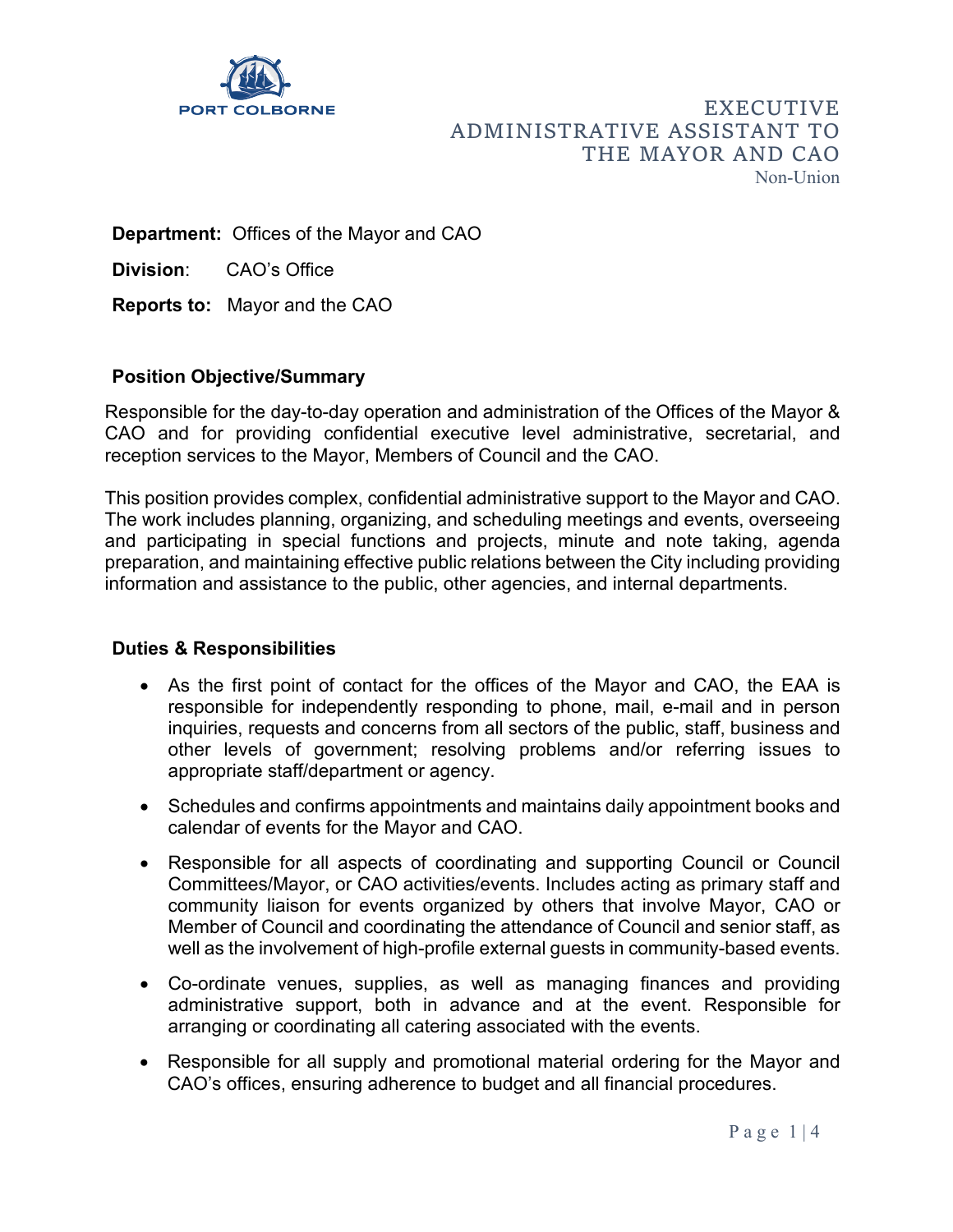PORT COLBORNE

# EXECUTIVE ADMINISTRATIVE ASSISTANT TO THE MAYOR AND CAO

Non-Union

**Department:** Offices of the Mayor and CAO

**Division**: CAO's Office

**Reports to:** Mayor and the CAO

## Position Objective/Summary

Responsible for the day-to-day operation and administration of the Offices of the Mayor & CAO and for providing confidential executive level administrative, secretarial, and reception services to the Mayor, Members of Council and the CAO.

This position provides complex, confidential administrative support to the Mayor and CAO. The work includes planning, organizing, and scheduling meetings and events, overseeing and participating in special functions and projects, minute and note taking, agenda preparation, and maintaining effective public relations between the City including providing information and assistance to the public, other agencies, and internal departments.

## Duties & Responsibilities

- As the first point of contact for the offices of the Mayor and CAO, the EAA is responsible for independently responding to phone, mail, e-mail and in person inquiries, requests and concerns from all sectors of the public, staff, business and other levels of government; resolving problems and/or referring issues to appropriate staff/department or agency.
- Schedules and confirms appointments and maintains daily appointment books and calendar of events for the Mayor and CAO.
- Responsible for all aspects of coordinating and supporting Council or Council Committees/Mayor, or CAO activities/events. Includes acting as primary staff and community liaison for events organized by others that involve Mayor, CAO or Member of Council and coordinating the attendance of Council and senior staff, as well as the involvement of high-profile external guests in community-based events.
- Co-ordinate venues, supplies, as well as managing finances and providing administrative support, both in advance and at the event. Responsible for arranging or coordinating all catering associated with the events.
- Responsible for all supply and promotional material ordering for the Mayor and CAO's offices, ensuring adherence to budget and all financial procedures.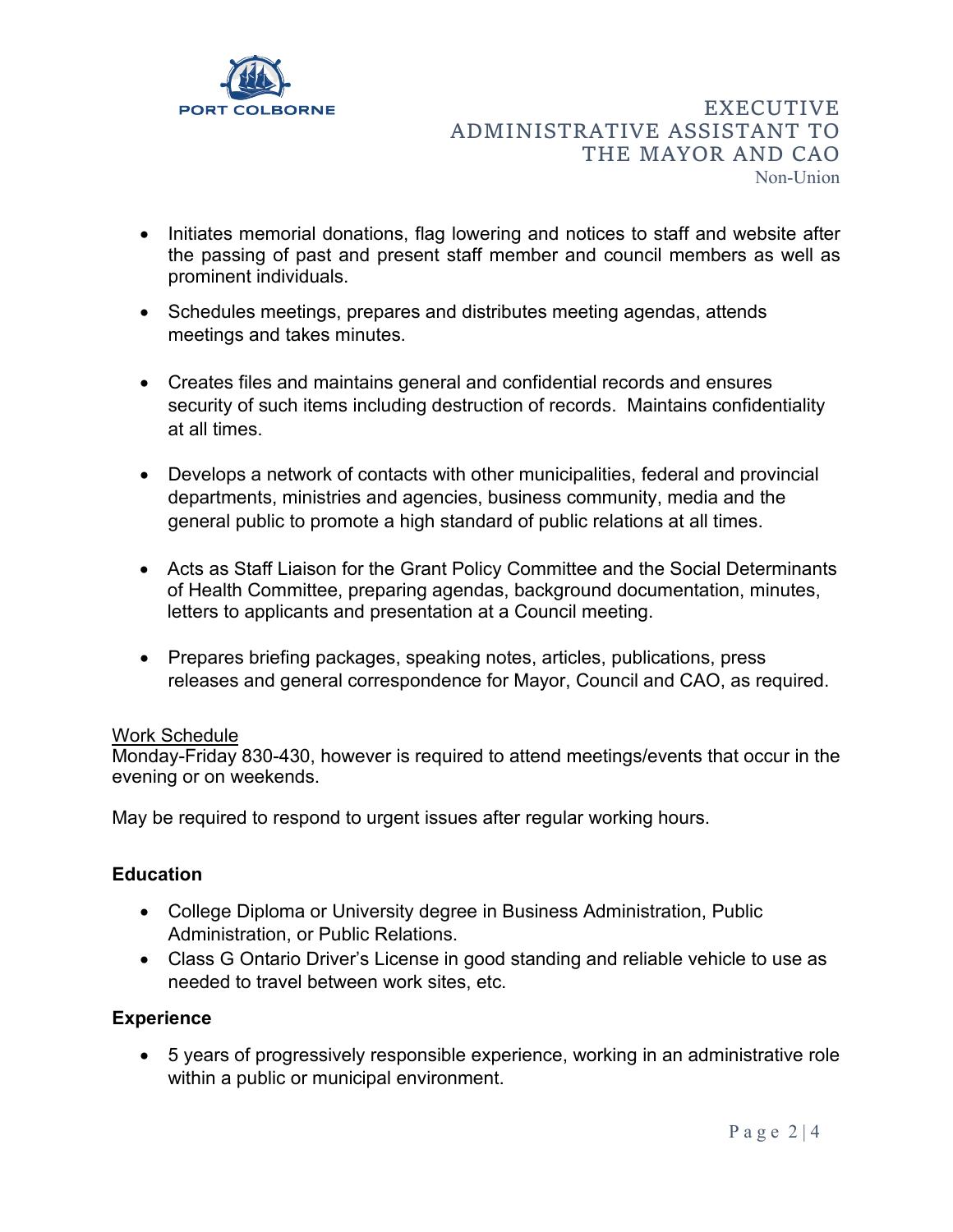- Initiates memorial donations, flag lowering and notices to staff and website after the passing of past and present staff member and council members as well as prominent individuals.
- Schedules meetings, prepares and distributes meeting agendas, attends meetings and takes minutes.
- Creates files and maintains general and confidential records and ensures security of such items including destruction of records. Maintains confidentiality at all times.
- Develops a network of contacts with other municipalities, federal and provincial departments, ministries and agencies, business community, media and the general public to promote a high standard of public relations at all times.
- Acts as Staff Liaison for the Grant Policy Committee and the Social Determinants of Health Committee, preparing agendas, background documentation, minutes, letters to applicants and presentation at a Council meeting.
- Prepares briefing packages, speaking notes, articles, publications, press releases and general correspondence for Mayor, Council and CAO, as required.

Work Schedule
Monday-Friday 830-430, however is required to attend meetings/events that occur in the evening or on weekends.

May be required to respond to urgent issues after regular working hours.

**Education**

- College Diploma or University degree in Business Administration, Public Administration, or Public Relations.
- Class G Ontario Driver's License in good standing and reliable vehicle to use as needed to travel between work sites, etc.

**Experience**

- 5 years of progressively responsible experience, working in an administrative role within a public or municipal environment.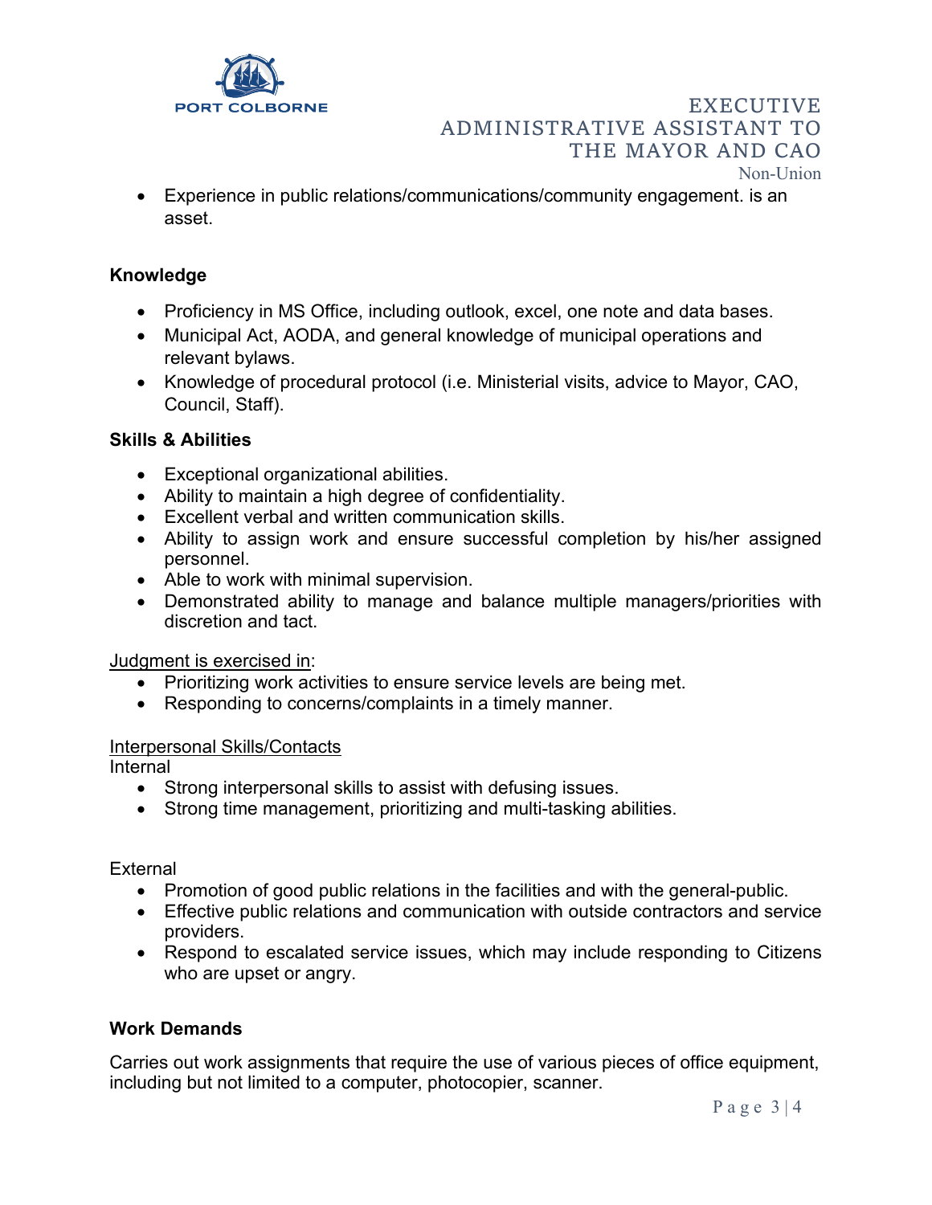- Experience in public relations/communications/community engagement. is an asset.

**Knowledge**

- Proficiency in MS Office, including outlook, excel, one note and data bases.
- Municipal Act, AODA, and general knowledge of municipal operations and relevant bylaws.
- Knowledge of procedural protocol (i.e. Ministerial visits, advice to Mayor, CAO, Council, Staff).

**Skills & Abilities**

- Exceptional organizational abilities.
- Ability to maintain a high degree of confidentiality.
- Excellent verbal and written communication skills.
- Ability to assign work and ensure successful completion by his/her assigned personnel.
- Able to work with minimal supervision.
- Demonstrated ability to manage and balance multiple managers/priorities with discretion and tact.

<u>Judgment is exercised in</u>:

- Prioritizing work activities to ensure service levels are being met.
- Responding to concerns/complaints in a timely manner.

<u>Interpersonal Skills/Contacts</u>

Internal

- Strong interpersonal skills to assist with defusing issues.
- Strong time management, prioritizing and multi-tasking abilities.

External

- Promotion of good public relations in the facilities and with the general-public.
- Effective public relations and communication with outside contractors and service providers.
- Respond to escalated service issues, which may include responding to Citizens who are upset or angry.

**Work Demands**

Carries out work assignments that require the use of various pieces of office equipment, including but not limited to a computer, photocopier, scanner.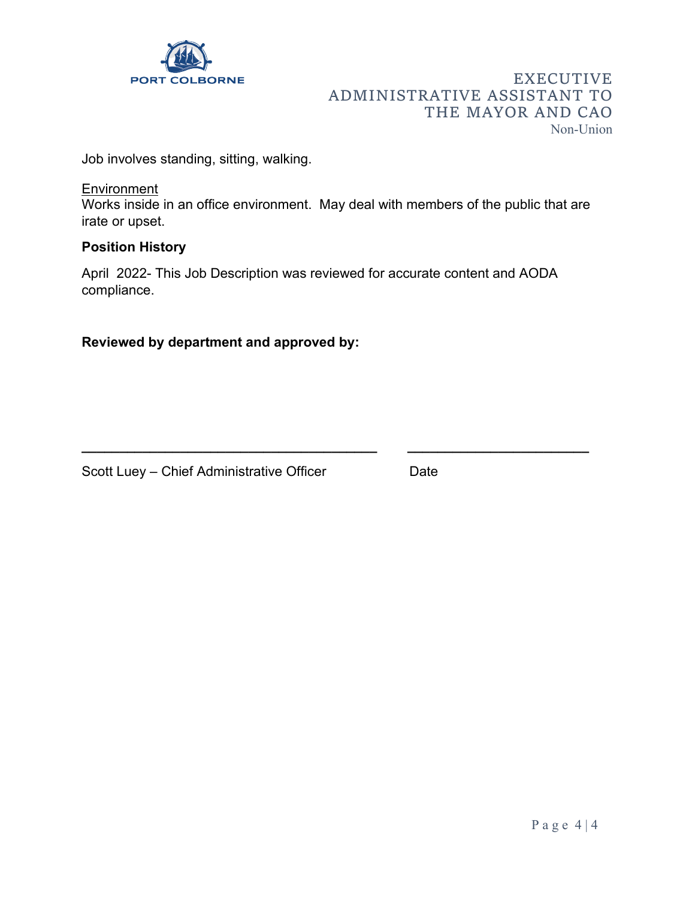Job involves standing, sitting, walking.

Environment
Works inside in an office environment. May deal with members of the public that are irate or upset.

**Position History**

April 2022- This Job Description was reviewed for accurate content and AODA compliance.

**Reviewed by department and approved by:**

\_\_\_\_\_\_\_\_\_\_\_\_\_\_\_\_\_\_\_\_\_\_\_\_\_\_\_\_\_\_\_\_\_\_\_\_ \_\_\_\_\_\_\_\_\_\_\_\_\_\_\_\_\_\_\_\_\_\_

Scott Luey – Chief Administrative Officer Date